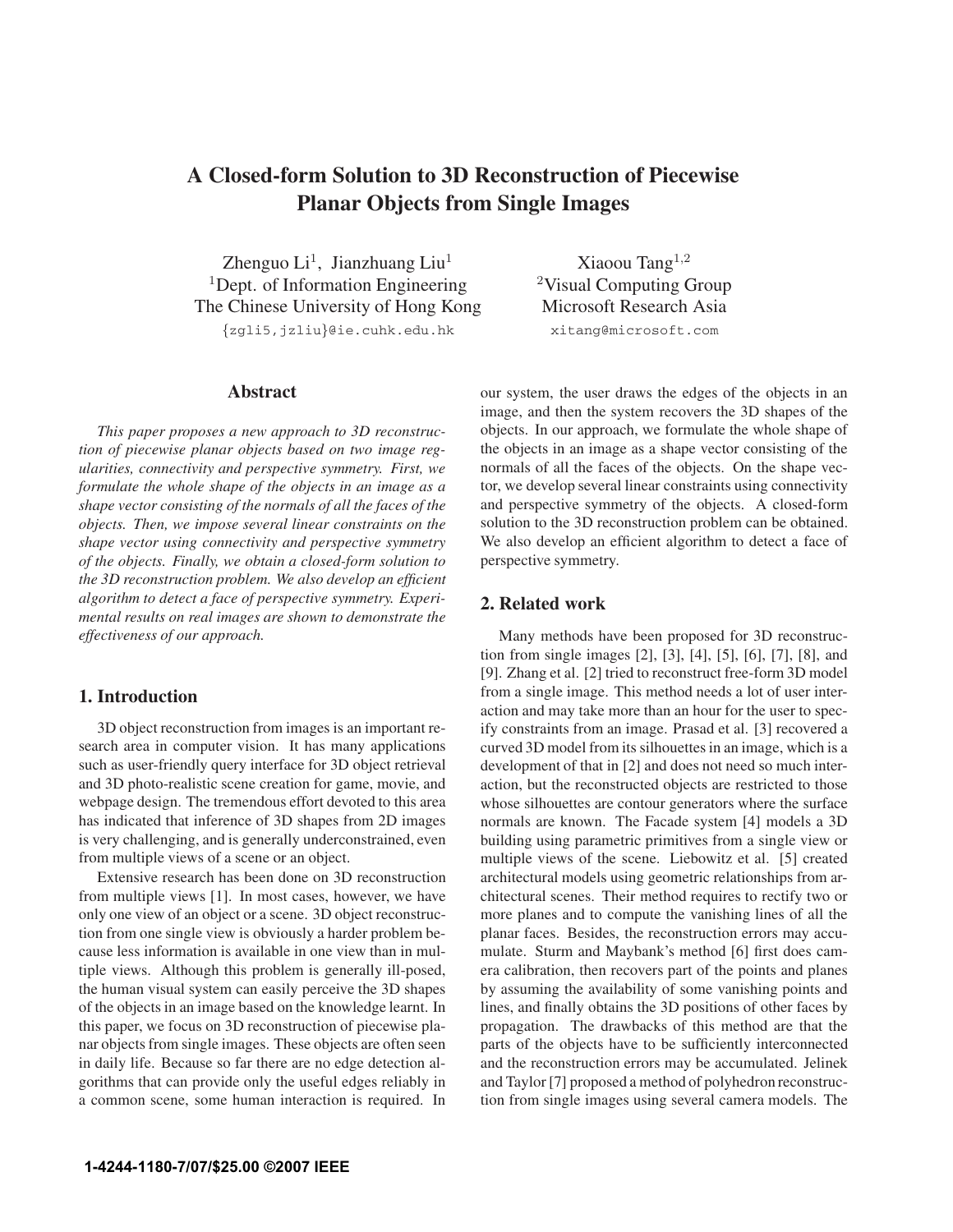# A Closed-form Solution to 3D Reconstruction of Piecewise Planar Objects from Single Images

Zhenguo Li[1], Jianzhuang Liu[1]
[1]Dept. of Information Engineering
The Chinese University of Hong Kong
{zgli5,jzliu}@ie.cuhk.edu.hk

Xiaoou Tang[1,2]
[2]Visual Computing Group
Microsoft Research Asia
xitang@microsoft.com

## Abstract

*This paper proposes a new approach to 3D reconstruction of piecewise planar objects based on two image regularities, connectivity and perspective symmetry. First, we formulate the whole shape of the objects in an image as a shape vector consisting of the normals of all the faces of the objects. Then, we impose several linear constraints on the shape vector using connectivity and perspective symmetry of the objects. Finally, we obtain a closed-form solution to the 3D reconstruction problem. We also develop an efficient algorithm to detect a face of perspective symmetry. Experimental results on real images are shown to demonstrate the effectiveness of our approach.*

## 1. Introduction

3D object reconstruction from images is an important research area in computer vision. It has many applications such as user-friendly query interface for 3D object retrieval and 3D photo-realistic scene creation for game, movie, and webpage design. The tremendous effort devoted to this area has indicated that inference of 3D shapes from 2D images is very challenging, and is generally underconstrained, even from multiple views of a scene or an object.

Extensive research has been done on 3D reconstruction from multiple views [1]. In most cases, however, we have only one view of an object or a scene. 3D object reconstruction from one single view is obviously a harder problem because less information is available in one view than in multiple views. Although this problem is generally ill-posed, the human visual system can easily perceive the 3D shapes of the objects in an image based on the knowledge learnt. In this paper, we focus on 3D reconstruction of piecewise planar objects from single images. These objects are often seen in daily life. Because so far there are no edge detection algorithms that can provide only the useful edges reliably in a common scene, some human interaction is required. In our system, the user draws the edges of the objects in an image, and then the system recovers the 3D shapes of the objects. In our approach, we formulate the whole shape of the objects in an image as a shape vector consisting of the normals of all the faces of the objects. On the shape vector, we develop several linear constraints using connectivity and perspective symmetry of the objects. A closed-form solution to the 3D reconstruction problem can be obtained. We also develop an efficient algorithm to detect a face of perspective symmetry.

## 2. Related work

Many methods have been proposed for 3D reconstruction from single images [2], [3], [4], [5], [6], [7], [8], and [9]. Zhang et al. [2] tried to reconstruct free-form 3D model from a single image. This method needs a lot of user interaction and may take more than an hour for the user to specify constraints from an image. Prasad et al. [3] recovered a curved 3D model from its silhouettes in an image, which is a development of that in [2] and does not need so much interaction, but the reconstructed objects are restricted to those whose silhouettes are contour generators where the surface normals are known. The Facade system [4] models a 3D building using parametric primitives from a single view or multiple views of the scene. Liebowitz et al. [5] created architectural models using geometric relationships from architectural scenes. Their method requires to rectify two or more planes and to compute the vanishing lines of all the planar faces. Besides, the reconstruction errors may accumulate. Sturm and Maybank's method [6] first does camera calibration, then recovers part of the points and planes by assuming the availability of some vanishing points and lines, and finally obtains the 3D positions of other faces by propagation. The drawbacks of this method are that the parts of the objects have to be sufficiently interconnected and the reconstruction errors may be accumulated. Jelinek and Taylor [7] proposed a method of polyhedron reconstruction from single images using several camera models. The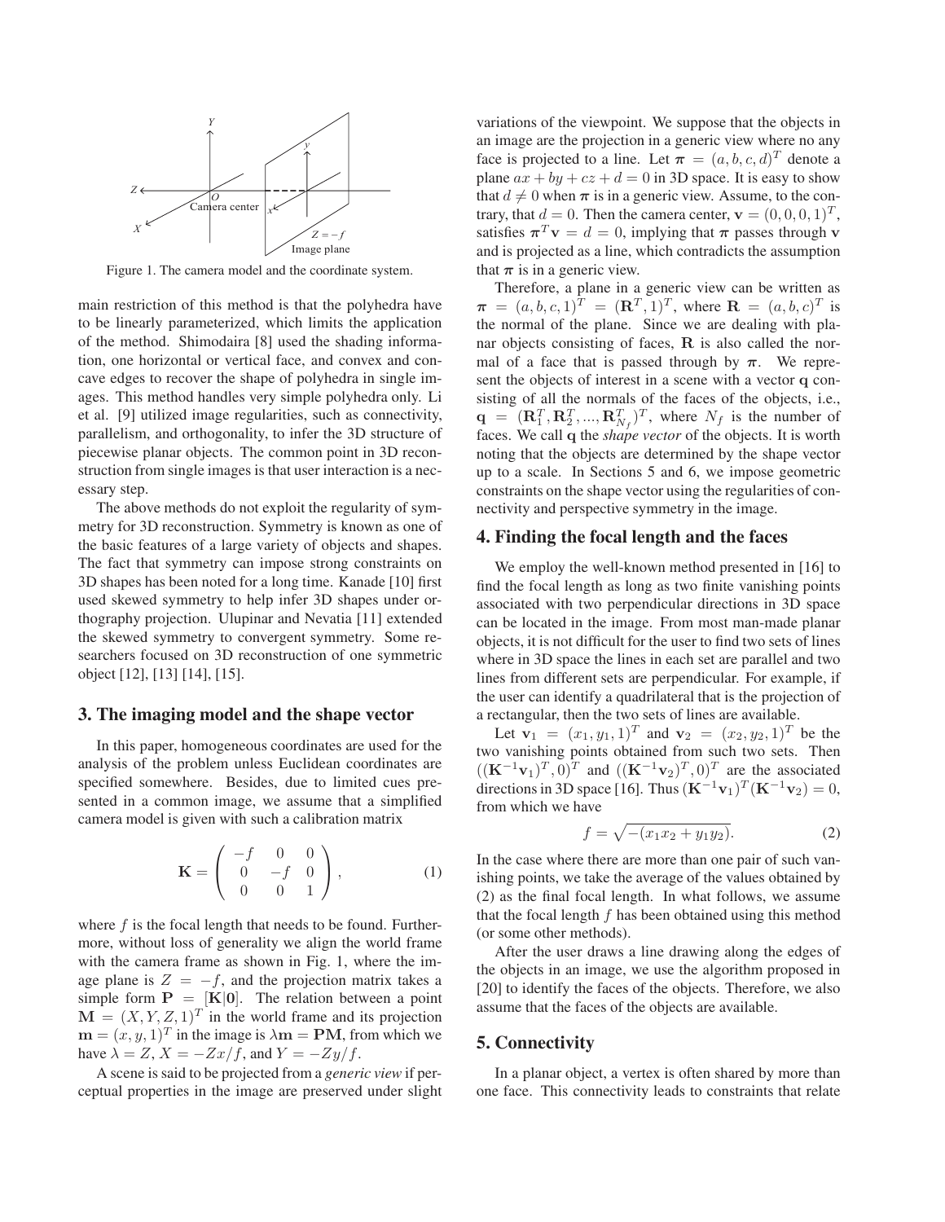Figure 1. The camera model and the coordinate system.

main restriction of this method is that the polyhedra have to be linearly parameterized, which limits the application of the method. Shimodaira [8] used the shading information, one horizontal or vertical face, and convex and concave edges to recover the shape of polyhedra in single images. This method handles very simple polyhedra only. Li et al. [9] utilized image regularities, such as connectivity, parallelism, and orthogonality, to infer the 3D structure of piecewise planar objects. The common point in 3D reconstruction from single images is that user interaction is a necessary step.

The above methods do not exploit the regularity of symmetry for 3D reconstruction. Symmetry is known as one of the basic features of a large variety of objects and shapes. The fact that symmetry can impose strong constraints on 3D shapes has been noted for a long time. Kanade [10] first used skewed symmetry to help infer 3D shapes under orthography projection. Ulupinar and Nevatia [11] extended the skewed symmetry to convergent symmetry. Some researchers focused on 3D reconstruction of one symmetric object [12], [13] [14], [15].

## 3. The imaging model and the shape vector

In this paper, homogeneous coordinates are used for the analysis of the problem unless Euclidean coordinates are specified somewhere. Besides, due to limited cues presented in a common image, we assume that a simplified camera model is given with such a calibration matrix

$$\mathbf{K} = \begin{pmatrix} -f & 0 & 0 \\ 0 & -f & 0 \\ 0 & 0 & 1 \end{pmatrix}, \tag{1}$$

where $f$ is the focal length that needs to be found. Furthermore, without loss of generality we align the world frame with the camera frame as shown in Fig. 1, where the image plane is $Z = -f$, and the projection matrix takes a simple form $\mathbf{P} = [\mathbf{K}|\mathbf{0}]$. The relation between a point $\mathbf{M} = (X, Y, Z, 1)^T$ in the world frame and its projection $\mathbf{m} = (x, y, 1)^T$ in the image is $\lambda \mathbf{m} = \mathbf{P}\mathbf{M}$, from which we have $\lambda = Z$, $X = -Zx/f$, and $Y = -Zy/f$.

A scene is said to be projected from a *generic view* if perceptual properties in the image are preserved under slight variations of the viewpoint. We suppose that the objects in an image are the projection in a generic view where no any face is projected to a line. Let $\boldsymbol{\pi} = (a, b, c, d)^T$ denote a plane $ax + by + cz + d = 0$ in 3D space. It is easy to show that $d \neq 0$ when $\boldsymbol{\pi}$ is in a generic view. Assume, to the contrary, that $d = 0$. Then the camera center, $\mathbf{v} = (0, 0, 0, 1)^T$, satisfies $\boldsymbol{\pi}^T \mathbf{v} = d = 0$, implying that $\boldsymbol{\pi}$ passes through $\mathbf{v}$ and is projected as a line, which contradicts the assumption that $\boldsymbol{\pi}$ is in a generic view.

Therefore, a plane in a generic view can be written as $\boldsymbol{\pi} = (a, b, c, 1)^T = (\mathbf{R}^T, 1)^T$, where $\mathbf{R} = (a, b, c)^T$ is the normal of the plane. Since we are dealing with planar objects consisting of faces, $\mathbf{R}$ is also called the normal of a face that is passed through by $\boldsymbol{\pi}$. We represent the objects of interest in a scene with a vector $\mathbf{q}$ consisting of all the normals of the faces of the objects, i.e., $\mathbf{q} = (\mathbf{R}_1^T, \mathbf{R}_2^T, ..., \mathbf{R}_{N_f}^T)^T$, where $N_f$ is the number of faces. We call $\mathbf{q}$ the *shape vector* of the objects. It is worth noting that the objects are determined by the shape vector up to a scale. In Sections 5 and 6, we impose geometric constraints on the shape vector using the regularities of connectivity and perspective symmetry in the image.

## 4. Finding the focal length and the faces

We employ the well-known method presented in [16] to find the focal length as long as two finite vanishing points associated with two perpendicular directions in 3D space can be located in the image. From most man-made planar objects, it is not difficult for the user to find two sets of lines where in 3D space the lines in each set are parallel and two lines from different sets are perpendicular. For example, if the user can identify a quadrilateral that is the projection of a rectangular, then the two sets of lines are available.

Let $\mathbf{v}_1 = (x_1, y_1, 1)^T$ and $\mathbf{v}_2 = (x_2, y_2, 1)^T$ be the two vanishing points obtained from such two sets. Then $((\mathbf{K}^{-1}\mathbf{v}_1)^T, 0)^T$ and $((\mathbf{K}^{-1}\mathbf{v}_2)^T, 0)^T$ are the associated directions in 3D space [16]. Thus $(\mathbf{K}^{-1}\mathbf{v}_1)^T(\mathbf{K}^{-1}\mathbf{v}_2) = 0$, from which we have

$$f = \sqrt{-(x_1 x_2 + y_1 y_2)}. \tag{2}$$

In the case where there are more than one pair of such vanishing points, we take the average of the values obtained by (2) as the final focal length. In what follows, we assume that the focal length $f$ has been obtained using this method (or some other methods).

After the user draws a line drawing along the edges of the objects in an image, we use the algorithm proposed in [20] to identify the faces of the objects. Therefore, we also assume that the faces of the objects are available.

## 5. Connectivity

In a planar object, a vertex is often shared by more than one face. This connectivity leads to constraints that relate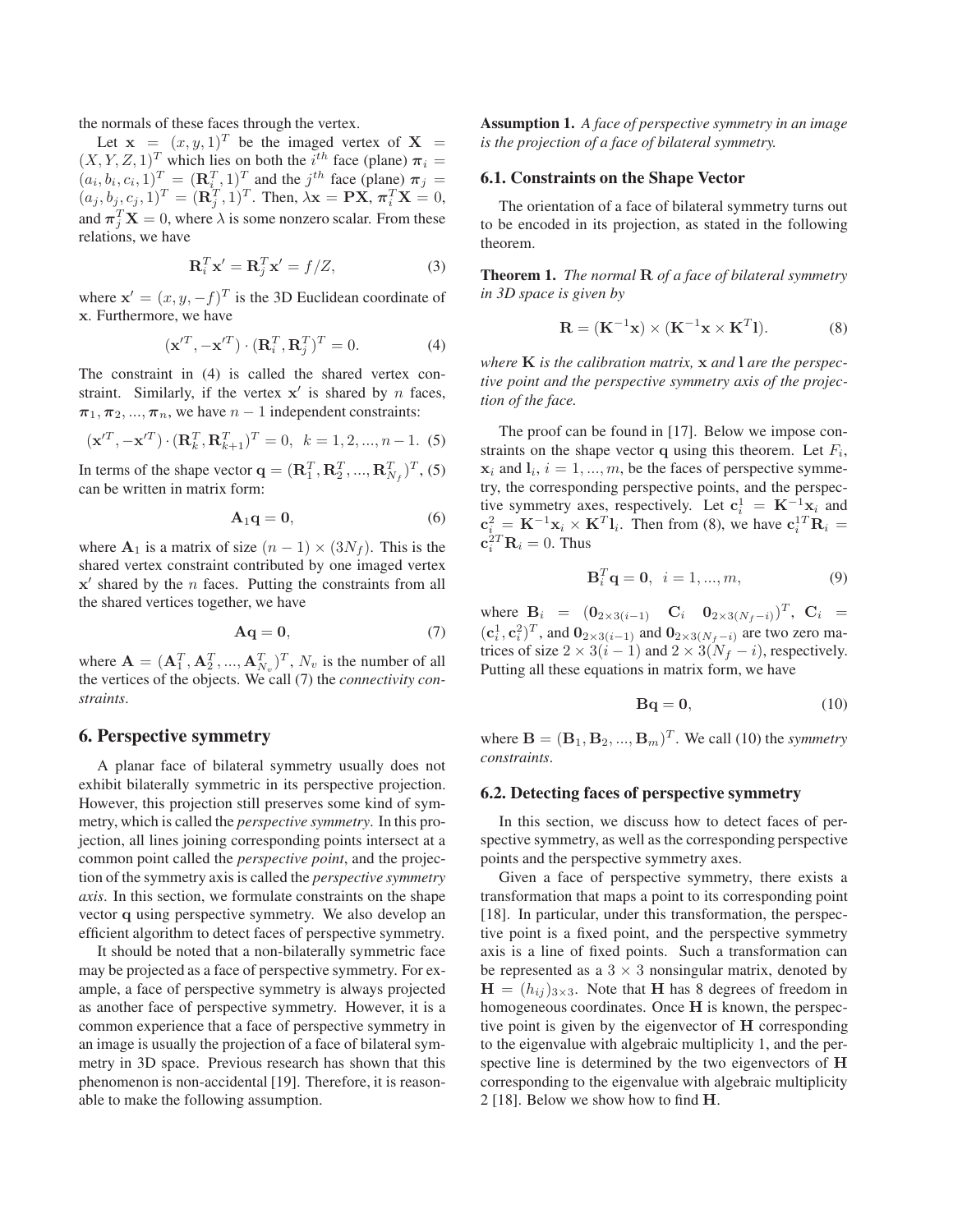the normals of these faces through the vertex.

Let $\mathbf{x} = (x, y, 1)^T$ be the imaged vertex of $\mathbf{X} = (X, Y, Z, 1)^T$ which lies on both the $i^{th}$ face (plane) $\boldsymbol{\pi}_i = (a_i, b_i, c_i, 1)^T = (\mathbf{R}_i^T, 1)^T$ and the $j^{th}$ face (plane) $\boldsymbol{\pi}_j = (a_j, b_j, c_j, 1)^T = (\mathbf{R}_j^T, 1)^T$. Then, $\lambda \mathbf{x} = \mathbf{P}\mathbf{X}$, $\boldsymbol{\pi}_i^T \mathbf{X} = 0$, and $\boldsymbol{\pi}_j^T \mathbf{X} = 0$, where $\lambda$ is some nonzero scalar. From these relations, we have

$$\mathbf{R}_i^T \mathbf{x}' = \mathbf{R}_j^T \mathbf{x}' = f/Z, \tag{3}$$

where $\mathbf{x}' = (x, y, -f)^T$ is the 3D Euclidean coordinate of $\mathbf{x}$. Furthermore, we have

$$(\mathbf{x}'^T, -\mathbf{x}'^T) \cdot (\mathbf{R}_i^T, \mathbf{R}_j^T)^T = 0. \tag{4}$$

The constraint in (4) is called the shared vertex constraint. Similarly, if the vertex $\mathbf{x}'$ is shared by $n$ faces, $\boldsymbol{\pi}_1, \boldsymbol{\pi}_2, ..., \boldsymbol{\pi}_n$, we have $n-1$ independent constraints:

$$(\mathbf{x}'^T, -\mathbf{x}'^T) \cdot (\mathbf{R}_k^T, \mathbf{R}_{k+1}^T)^T = 0, \;\; k = 1, 2, ..., n-1. \tag{5}$$

In terms of the shape vector $\mathbf{q} = (\mathbf{R}_1^T, \mathbf{R}_2^T, ..., \mathbf{R}_{N_f}^T)^T$, (5) can be written in matrix form:

$$\mathbf{A}_1 \mathbf{q} = \mathbf{0}, \tag{6}$$

where $\mathbf{A}_1$ is a matrix of size $(n-1) \times (3N_f)$. This is the shared vertex constraint contributed by one imaged vertex $\mathbf{x}'$ shared by the $n$ faces. Putting the constraints from all the shared vertices together, we have

$$\mathbf{A}\mathbf{q} = \mathbf{0}, \tag{7}$$

where $\mathbf{A} = (\mathbf{A}_1^T, \mathbf{A}_2^T, ..., \mathbf{A}_{N_v}^T)^T$, $N_v$ is the number of all the vertices of the objects. We call (7) the *connectivity constraints*.

## 6. Perspective symmetry

A planar face of bilateral symmetry usually does not exhibit bilaterally symmetric in its perspective projection. However, this projection still preserves some kind of symmetry, which is called the *perspective symmetry*. In this projection, all lines joining corresponding points intersect at a common point called the *perspective point*, and the projection of the symmetry axis is called the *perspective symmetry axis*. In this section, we formulate constraints on the shape vector $\mathbf{q}$ using perspective symmetry. We also develop an efficient algorithm to detect faces of perspective symmetry.

It should be noted that a non-bilaterally symmetric face may be projected as a face of perspective symmetry. For example, a face of perspective symmetry is always projected as another face of perspective symmetry. However, it is a common experience that a face of perspective symmetry in an image is usually the projection of a face of bilateral symmetry in 3D space. Previous research has shown that this phenomenon is non-accidental [19]. Therefore, it is reasonable to make the following assumption.

**Assumption 1.** *A face of perspective symmetry in an image is the projection of a face of bilateral symmetry.*

### 6.1. Constraints on the Shape Vector

The orientation of a face of bilateral symmetry turns out to be encoded in its projection, as stated in the following theorem.

**Theorem 1.** *The normal* $\mathbf{R}$ *of a face of bilateral symmetry in 3D space is given by*

$$\mathbf{R} = (\mathbf{K}^{-1}\mathbf{x}) \times (\mathbf{K}^{-1}\mathbf{x} \times \mathbf{K}^T \mathbf{l}). \tag{8}$$

*where* $\mathbf{K}$ *is the calibration matrix,* $\mathbf{x}$ *and* $\mathbf{l}$ *are the perspective point and the perspective symmetry axis of the projection of the face.*

The proof can be found in [17]. Below we impose constraints on the shape vector $\mathbf{q}$ using this theorem. Let $F_i$, $\mathbf{x}_i$ and $\mathbf{l}_i$, $i = 1, ..., m$, be the faces of perspective symmetry, the corresponding perspective points, and the perspective symmetry axes, respectively. Let $\mathbf{c}_i^1 = \mathbf{K}^{-1}\mathbf{x}_i$ and $\mathbf{c}_i^2 = \mathbf{K}^{-1}\mathbf{x}_i \times \mathbf{K}^T \mathbf{l}_i$. Then from (8), we have $\mathbf{c}_i^{1T}\mathbf{R}_i = \mathbf{c}_i^{2T}\mathbf{R}_i = 0$. Thus

$$\mathbf{B}_i^T \mathbf{q} = \mathbf{0}, \;\; i = 1, ..., m, \tag{9}$$

where $\mathbf{B}_i = (\mathbf{0}_{2\times 3(i-1)} \;\; \mathbf{C}_i \;\; \mathbf{0}_{2\times 3(N_f - i)})^T$, $\mathbf{C}_i = (\mathbf{c}_i^1, \mathbf{c}_i^2)^T$, and $\mathbf{0}_{2\times 3(i-1)}$ and $\mathbf{0}_{2\times 3(N_f-i)}$ are two zero matrices of size $2 \times 3(i-1)$ and $2 \times 3(N_f - i)$, respectively. Putting all these equations in matrix form, we have

$$\mathbf{B}\mathbf{q} = \mathbf{0}, \tag{10}$$

where $\mathbf{B} = (\mathbf{B}_1, \mathbf{B}_2, ..., \mathbf{B}_m)^T$. We call (10) the *symmetry constraints*.

### 6.2. Detecting faces of perspective symmetry

In this section, we discuss how to detect faces of perspective symmetry, as well as the corresponding perspective points and the perspective symmetry axes.

Given a face of perspective symmetry, there exists a transformation that maps a point to its corresponding point [18]. In particular, under this transformation, the perspective point is a fixed point, and the perspective symmetry axis is a line of fixed points. Such a transformation can be represented as a $3 \times 3$ nonsingular matrix, denoted by $\mathbf{H} = (h_{ij})_{3\times 3}$. Note that $\mathbf{H}$ has 8 degrees of freedom in homogeneous coordinates. Once $\mathbf{H}$ is known, the perspective point is given by the eigenvector of $\mathbf{H}$ corresponding to the eigenvalue with algebraic multiplicity 1, and the perspective line is determined by the two eigenvectors of $\mathbf{H}$ corresponding to the eigenvalue with algebraic multiplicity 2 [18]. Below we show how to find $\mathbf{H}$.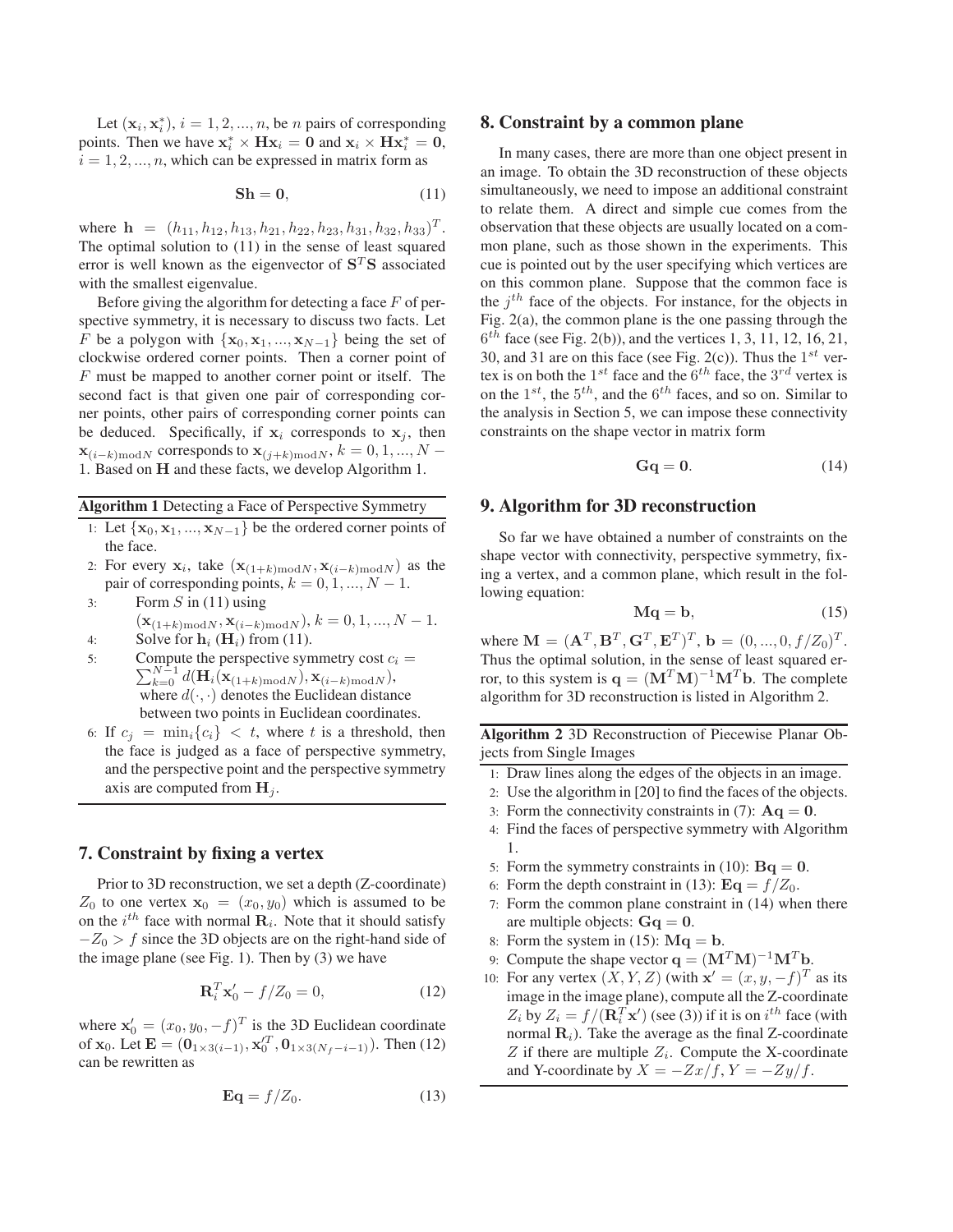Let $(\mathbf{x}_i, \mathbf{x}_i^*)$, $i = 1, 2, ..., n$, be $n$ pairs of corresponding points. Then we have $\mathbf{x}_i^* \times \mathbf{H}\mathbf{x}_i = \mathbf{0}$ and $\mathbf{x}_i \times \mathbf{H}\mathbf{x}_i^* = \mathbf{0}$, $i = 1, 2, ..., n$, which can be expressed in matrix form as

$$\mathbf{S}\mathbf{h} = \mathbf{0}, \tag{11}$$

where $\mathbf{h} = (h_{11}, h_{12}, h_{13}, h_{21}, h_{22}, h_{23}, h_{31}, h_{32}, h_{33})^T$. The optimal solution to (11) in the sense of least squared error is well known as the eigenvector of $\mathbf{S}^T\mathbf{S}$ associated with the smallest eigenvalue.

Before giving the algorithm for detecting a face $F$ of perspective symmetry, it is necessary to discuss two facts. Let $F$ be a polygon with $\{\mathbf{x}_0, \mathbf{x}_1, ..., \mathbf{x}_{N-1}\}$ being the set of clockwise ordered corner points. Then a corner point of $F$ must be mapped to another corner point or itself. The second fact is that given one pair of corresponding corner points, other pairs of corresponding corner points can be deduced. Specifically, if $\mathbf{x}_i$ corresponds to $\mathbf{x}_j$, then $\mathbf{x}_{(i-k)\mathrm{mod}N}$ corresponds to $\mathbf{x}_{(j+k)\mathrm{mod}N}$, $k = 0, 1, ..., N-1$. Based on $\mathbf{H}$ and these facts, we develop Algorithm 1.

**Algorithm 1** Detecting a Face of Perspective Symmetry

1: Let $\{\mathbf{x}_0, \mathbf{x}_1, ..., \mathbf{x}_{N-1}\}$ be the ordered corner points of the face.
2: For every $\mathbf{x}_i$, take $(\mathbf{x}_{(1+k)\mathrm{mod}N}, \mathbf{x}_{(i-k)\mathrm{mod}N})$ as the pair of corresponding points, $k = 0, 1, ..., N-1$.
3: Form $S$ in (11) using $(\mathbf{x}_{(1+k)\mathrm{mod}N}, \mathbf{x}_{(i-k)\mathrm{mod}N})$, $k = 0, 1, ..., N-1$.
4: Solve for $\mathbf{h}_i$ ($\mathbf{H}_i$) from (11).
5: Compute the perspective symmetry cost $c_i = \sum_{k=0}^{N-1} d(\mathbf{H}_i(\mathbf{x}_{(1+k)\mathrm{mod}N}), \mathbf{x}_{(i-k)\mathrm{mod}N})$, where $d(\cdot, \cdot)$ denotes the Euclidean distance between two points in Euclidean coordinates.
6: If $c_j = \min_i\{c_i\} < t$, where $t$ is a threshold, then the face is judged as a face of perspective symmetry, and the perspective point and the perspective symmetry axis are computed from $\mathbf{H}_j$.

## 7. Constraint by fixing a vertex

Prior to 3D reconstruction, we set a depth (Z-coordinate) $Z_0$ to one vertex $\mathbf{x}_0 = (x_0, y_0)$ which is assumed to be on the $i^{th}$ face with normal $\mathbf{R}_i$. Note that it should satisfy $-Z_0 > f$ since the 3D objects are on the right-hand side of the image plane (see Fig. 1). Then by (3) we have

$$\mathbf{R}_i^T\mathbf{x}_0' - f/Z_0 = 0, \tag{12}$$

where $\mathbf{x}_0' = (x_0, y_0, -f)^T$ is the 3D Euclidean coordinate of $\mathbf{x}_0$. Let $\mathbf{E} = (\mathbf{0}_{1\times 3(i-1)}, \mathbf{x}_0'^T, \mathbf{0}_{1\times 3(N_f-i-1)})$. Then (12) can be rewritten as

$$\mathbf{E}\mathbf{q} = f/Z_0. \tag{13}$$

## 8. Constraint by a common plane

In many cases, there are more than one object present in an image. To obtain the 3D reconstruction of these objects simultaneously, we need to impose an additional constraint to relate them. A direct and simple cue comes from the observation that these objects are usually located on a common plane, such as those shown in the experiments. This cue is pointed out by the user specifying which vertices are on this common plane. Suppose that the common face is the $j^{th}$ face of the objects. For instance, for the objects in Fig. 2(a), the common plane is the one passing through the $6^{th}$ face (see Fig. 2(b)), and the vertices 1, 3, 11, 12, 16, 21, 30, and 31 are on this face (see Fig. 2(c)). Thus the $1^{st}$ vertex is on both the $1^{st}$ face and the $6^{th}$ face, the $3^{rd}$ vertex is on the $1^{st}$, the $5^{th}$, and the $6^{th}$ faces, and so on. Similar to the analysis in Section 5, we can impose these connectivity constraints on the shape vector in matrix form

$$\mathbf{G}\mathbf{q} = \mathbf{0}. \tag{14}$$

## 9. Algorithm for 3D reconstruction

So far we have obtained a number of constraints on the shape vector with connectivity, perspective symmetry, fixing a vertex, and a common plane, which result in the following equation:

$$\mathbf{M}\mathbf{q} = \mathbf{b}, \tag{15}$$

where $\mathbf{M} = (\mathbf{A}^T, \mathbf{B}^T, \mathbf{G}^T, \mathbf{E}^T)^T$, $\mathbf{b} = (0, ..., 0, f/Z_0)^T$. Thus the optimal solution, in the sense of least squared error, to this system is $\mathbf{q} = (\mathbf{M}^T\mathbf{M})^{-1}\mathbf{M}^T\mathbf{b}$. The complete algorithm for 3D reconstruction is listed in Algorithm 2.

**Algorithm 2** 3D Reconstruction of Piecewise Planar Objects from Single Images

1: Draw lines along the edges of the objects in an image.
2: Use the algorithm in [20] to find the faces of the objects.
3: Form the connectivity constraints in (7): $\mathbf{A}\mathbf{q} = \mathbf{0}$.
4: Find the faces of perspective symmetry with Algorithm 1.
5: Form the symmetry constraints in (10): $\mathbf{B}\mathbf{q} = \mathbf{0}$.
6: Form the depth constraint in (13): $\mathbf{E}\mathbf{q} = f/Z_0$.
7: Form the common plane constraint in (14) when there are multiple objects: $\mathbf{G}\mathbf{q} = \mathbf{0}$.
8: Form the system in (15): $\mathbf{M}\mathbf{q} = \mathbf{b}$.
9: Compute the shape vector $\mathbf{q} = (\mathbf{M}^T\mathbf{M})^{-1}\mathbf{M}^T\mathbf{b}$.
10: For any vertex $(X, Y, Z)$ (with $\mathbf{x}' = (x, y, -f)^T$ as its image in the image plane), compute all the Z-coordinate $Z_i$ by $Z_i = f/(\mathbf{R}_i^T\mathbf{x}')$ (see (3)) if it is on $i^{th}$ face (with normal $\mathbf{R}_i$). Take the average as the final Z-coordinate $Z$ if there are multiple $Z_i$. Compute the X-coordinate and Y-coordinate by $X = -Zx/f$, $Y = -Zy/f$.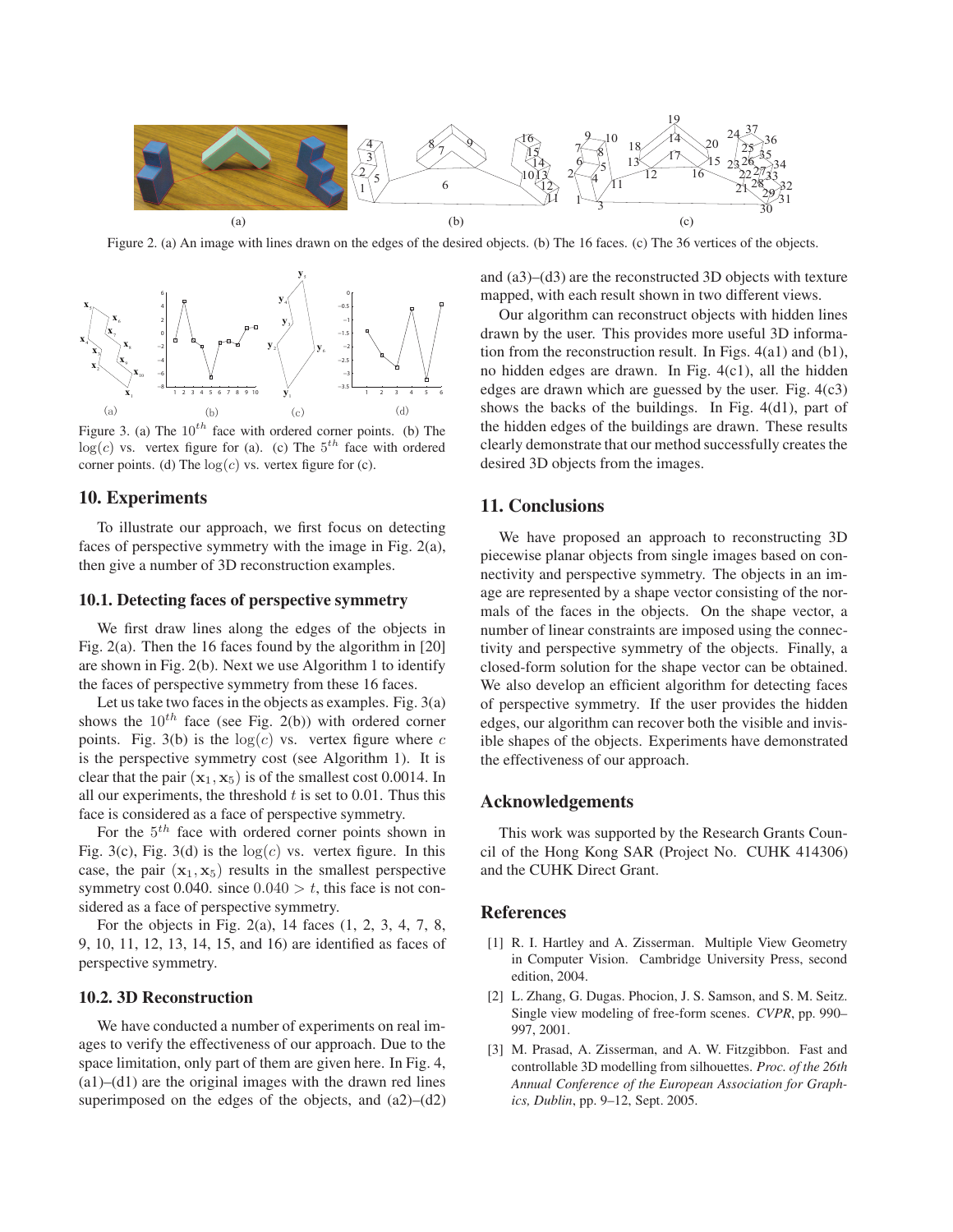Figure 2. (a) An image with lines drawn on the edges of the desired objects. (b) The 16 faces. (c) The 36 vertices of the objects.

Figure 3. (a) The $10^{th}$ face with ordered corner points. (b) The $\log(c)$ vs. vertex figure for (a). (c) The $5^{th}$ face with ordered corner points. (d) The $\log(c)$ vs. vertex figure for (c).

## 10. Experiments

To illustrate our approach, we first focus on detecting faces of perspective symmetry with the image in Fig. 2(a), then give a number of 3D reconstruction examples.

### 10.1. Detecting faces of perspective symmetry

We first draw lines along the edges of the objects in Fig. 2(a). Then the 16 faces found by the algorithm in [20] are shown in Fig. 2(b). Next we use Algorithm 1 to identify the faces of perspective symmetry from these 16 faces.

Let us take two faces in the objects as examples. Fig. 3(a) shows the $10^{th}$ face (see Fig. 2(b)) with ordered corner points. Fig. 3(b) is the $\log(c)$ vs. vertex figure where $c$ is the perspective symmetry cost (see Algorithm 1). It is clear that the pair $(\mathbf{x}_1, \mathbf{x}_5)$ is of the smallest cost 0.0014. In all our experiments, the threshold $t$ is set to 0.01. Thus this face is considered as a face of perspective symmetry.

For the $5^{th}$ face with ordered corner points shown in Fig. 3(c), Fig. 3(d) is the $\log(c)$ vs. vertex figure. In this case, the pair $(\mathbf{x}_1, \mathbf{x}_5)$ results in the smallest perspective symmetry cost 0.040. since $0.040 > t$, this face is not considered as a face of perspective symmetry.

For the objects in Fig. 2(a), 14 faces (1, 2, 3, 4, 7, 8, 9, 10, 11, 12, 13, 14, 15, and 16) are identified as faces of perspective symmetry.

### 10.2. 3D Reconstruction

We have conducted a number of experiments on real images to verify the effectiveness of our approach. Due to the space limitation, only part of them are given here. In Fig. 4, (a1)–(d1) are the original images with the drawn red lines superimposed on the edges of the objects, and (a2)–(d2) and (a3)–(d3) are the reconstructed 3D objects with texture mapped, with each result shown in two different views.

Our algorithm can reconstruct objects with hidden lines drawn by the user. This provides more useful 3D information from the reconstruction result. In Figs. 4(a1) and (b1), no hidden edges are drawn. In Fig. 4(c1), all the hidden edges are drawn which are guessed by the user. Fig. 4(c3) shows the backs of the buildings. In Fig. 4(d1), part of the hidden edges of the buildings are drawn. These results clearly demonstrate that our method successfully creates the desired 3D objects from the images.

## 11. Conclusions

We have proposed an approach to reconstructing 3D piecewise planar objects from single images based on connectivity and perspective symmetry. The objects in an image are represented by a shape vector consisting of the normals of the faces in the objects. On the shape vector, a number of linear constraints are imposed using the connectivity and perspective symmetry of the objects. Finally, a closed-form solution for the shape vector can be obtained. We also develop an efficient algorithm for detecting faces of perspective symmetry. If the user provides the hidden edges, our algorithm can recover both the visible and invisible shapes of the objects. Experiments have demonstrated the effectiveness of our approach.

## Acknowledgements

This work was supported by the Research Grants Council of the Hong Kong SAR (Project No. CUHK 414306) and the CUHK Direct Grant.

## References

[1] R. I. Hartley and A. Zisserman. Multiple View Geometry in Computer Vision. Cambridge University Press, second edition, 2004.

[2] L. Zhang, G. Dugas. Phocion, J. S. Samson, and S. M. Seitz. Single view modeling of free-form scenes. *CVPR*, pp. 990–997, 2001.

[3] M. Prasad, A. Zisserman, and A. W. Fitzgibbon. Fast and controllable 3D modelling from silhouettes. *Proc. of the 26th Annual Conference of the European Association for Graphics, Dublin*, pp. 9–12, Sept. 2005.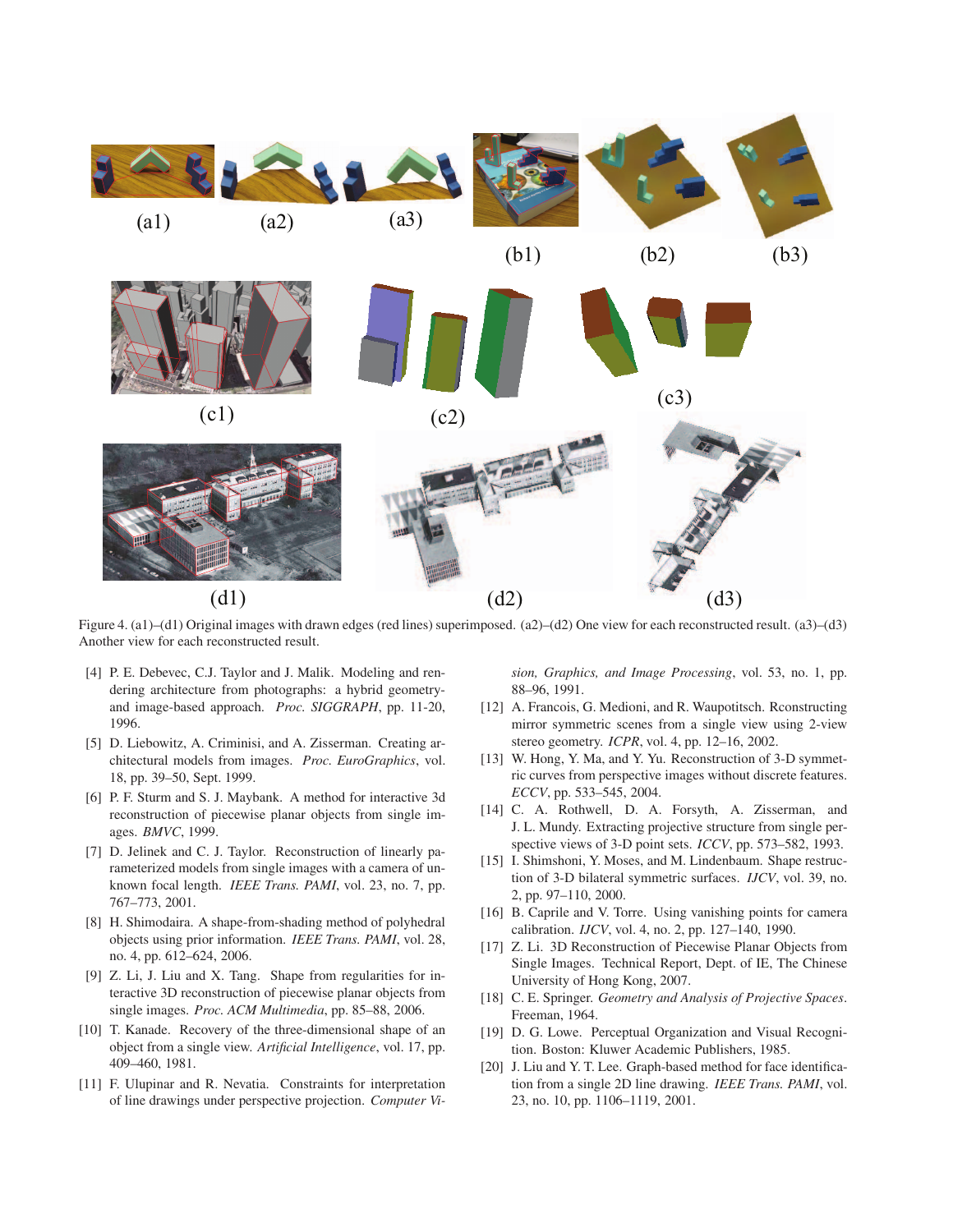(a1) (a2) (a3)

(b1) (b2) (b3)

(c1) (c2) (c3)

(d1) (d2) (d3)

Figure 4. (a1)–(d1) Original images with drawn edges (red lines) superimposed. (a2)–(d2) One view for each reconstructed result. (a3)–(d3) Another view for each reconstructed result.

[4] P. E. Debevec, C.J. Taylor and J. Malik. Modeling and rendering architecture from photographs: a hybrid geometry- and image-based approach. *Proc. SIGGRAPH*, pp. 11-20, 1996.

[5] D. Liebowitz, A. Criminisi, and A. Zisserman. Creating architectural models from images. *Proc. EuroGraphics*, vol. 18, pp. 39–50, Sept. 1999.

[6] P. F. Sturm and S. J. Maybank. A method for interactive 3d reconstruction of piecewise planar objects from single images. *BMVC*, 1999.

[7] D. Jelinek and C. J. Taylor. Reconstruction of linearly parameterized models from single images with a camera of unknown focal length. *IEEE Trans. PAMI*, vol. 23, no. 7, pp. 767–773, 2001.

[8] H. Shimodaira. A shape-from-shading method of polyhedral objects using prior information. *IEEE Trans. PAMI*, vol. 28, no. 4, pp. 612–624, 2006.

[9] Z. Li, J. Liu and X. Tang. Shape from regularities for interactive 3D reconstruction of piecewise planar objects from single images. *Proc. ACM Multimedia*, pp. 85–88, 2006.

[10] T. Kanade. Recovery of the three-dimensional shape of an object from a single view. *Artificial Intelligence*, vol. 17, pp. 409–460, 1981.

[11] F. Ulupinar and R. Nevatia. Constraints for interpretation of line drawings under perspective projection. *Computer Vision, Graphics, and Image Processing*, vol. 53, no. 1, pp. 88–96, 1991.

[12] A. Francois, G. Medioni, and R. Waupotitsch. Rconstructing mirror symmetric scenes from a single view using 2-view stereo geometry. *ICPR*, vol. 4, pp. 12–16, 2002.

[13] W. Hong, Y. Ma, and Y. Yu. Reconstruction of 3-D symmetric curves from perspective images without discrete features. *ECCV*, pp. 533–545, 2004.

[14] C. A. Rothwell, D. A. Forsyth, A. Zisserman, and J. L. Mundy. Extracting projective structure from single perspective views of 3-D point sets. *ICCV*, pp. 573–582, 1993.

[15] I. Shimshoni, Y. Moses, and M. Lindenbaum. Shape restruction of 3-D bilateral symmetric surfaces. *IJCV*, vol. 39, no. 2, pp. 97–110, 2000.

[16] B. Caprile and V. Torre. Using vanishing points for camera calibration. *IJCV*, vol. 4, no. 2, pp. 127–140, 1990.

[17] Z. Li. 3D Reconstruction of Piecewise Planar Objects from Single Images. Technical Report, Dept. of IE, The Chinese University of Hong Kong, 2007.

[18] C. E. Springer. *Geometry and Analysis of Projective Spaces*. Freeman, 1964.

[19] D. G. Lowe. Perceptual Organization and Visual Recognition. Boston: Kluwer Academic Publishers, 1985.

[20] J. Liu and Y. T. Lee. Graph-based method for face identification from a single 2D line drawing. *IEEE Trans. PAMI*, vol. 23, no. 10, pp. 1106–1119, 2001.